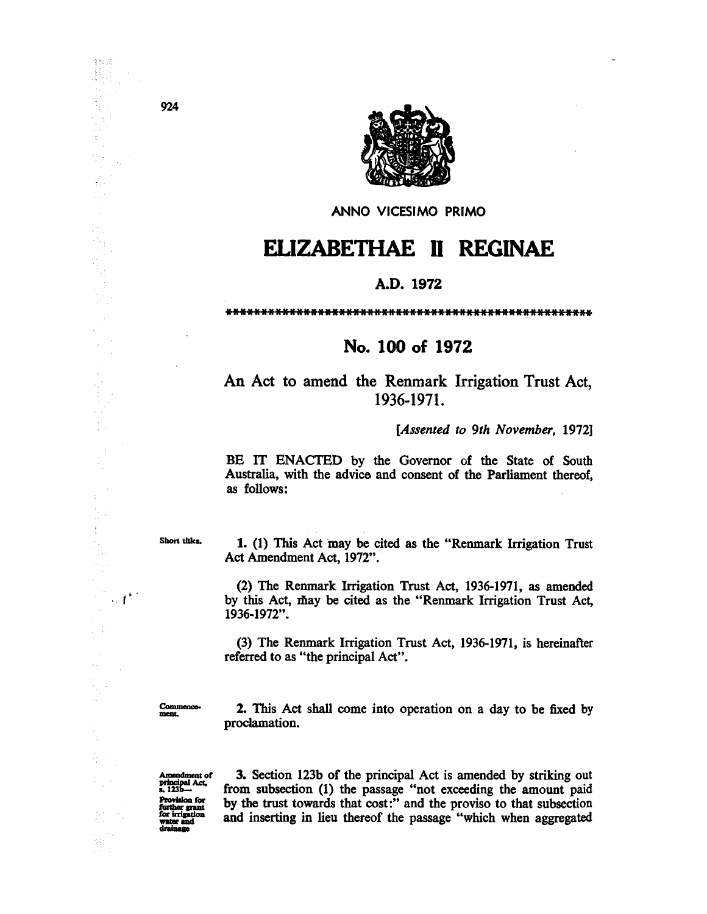ANNO VICESIMO PRIMO

# ELIZABETHAE II REGINAE

## A.D. 1972

****************************************************

## No. 100 of 1972

### An Act to amend the Renmark Irrigation Trust Act, 1936-1971.

*[Assented to 9th November, 1972]*

BE IT ENACTED by the Governor of the State of South Australia, with the advice and consent of the Parliament thereof, as follows:

**Short titles.**

**1.** (1) This Act may be cited as the "Renmark Irrigation Trust Act Amendment Act, 1972".

(2) The Renmark Irrigation Trust Act, 1936-1971, as amended by this Act, may be cited as the "Renmark Irrigation Trust Act, 1936-1972".

(3) The Renmark Irrigation Trust Act, 1936-1971, is hereinafter referred to as "the principal Act".

**Commencement.**

**2.** This Act shall come into operation on a day to be fixed by proclamation.

**Amendment of principal Act, s. 123b— Provision for further grant for irrigation water and drainage**

**3.** Section 123b of the principal Act is amended by striking out from subsection (1) the passage "not exceeding the amount paid by the trust towards that cost:" and the proviso to that subsection and inserting in lieu thereof the passage "which when aggregated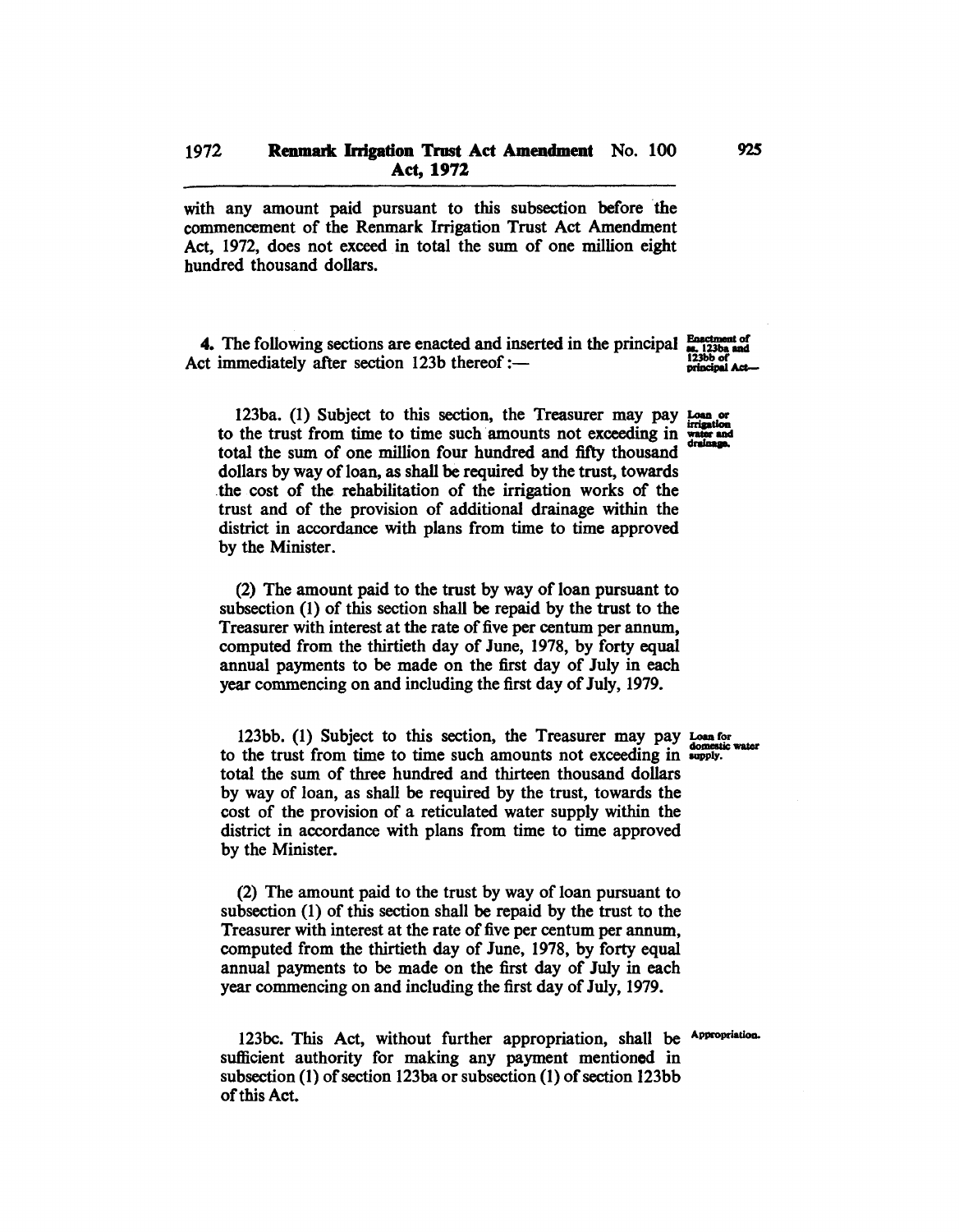with any amount paid pursuant to this subsection before the commencement of the Renmark Irrigation Trust Act Amendment Act, 1972, does not exceed in total the sum of one million eight hundred thousand dollars.

**4.** The following sections are enacted and inserted in the principal Act immediately after section 123b thereof:—

Enactment of ss. 123ba and 123bb of principal Act—

123ba. (1) Subject to this section, the Treasurer may pay to the trust from time to time such amounts not exceeding in total the sum of one million four hundred and fifty thousand dollars by way of loan, as shall be required by the trust, towards the cost of the rehabilitation of the irrigation works of the trust and of the provision of additional drainage within the district in accordance with plans from time to time approved by the Minister.

Loan or irrigation water and drainage.

(2) The amount paid to the trust by way of loan pursuant to subsection (1) of this section shall be repaid by the trust to the Treasurer with interest at the rate of five per centum per annum, computed from the thirtieth day of June, 1978, by forty equal annual payments to be made on the first day of July in each year commencing on and including the first day of July, 1979.

123bb. (1) Subject to this section, the Treasurer may pay to the trust from time to time such amounts not exceeding in total the sum of three hundred and thirteen thousand dollars by way of loan, as shall be required by the trust, towards the cost of the provision of a reticulated water supply within the district in accordance with plans from time to time approved by the Minister.

Loan for domestic water supply.

(2) The amount paid to the trust by way of loan pursuant to subsection (1) of this section shall be repaid by the trust to the Treasurer with interest at the rate of five per centum per annum, computed from the thirtieth day of June, 1978, by forty equal annual payments to be made on the first day of July in each year commencing on and including the first day of July, 1979.

123bc. This Act, without further appropriation, shall be sufficient authority for making any payment mentioned in subsection (1) of section 123ba or subsection (1) of section 123bb of this Act.

Appropriation.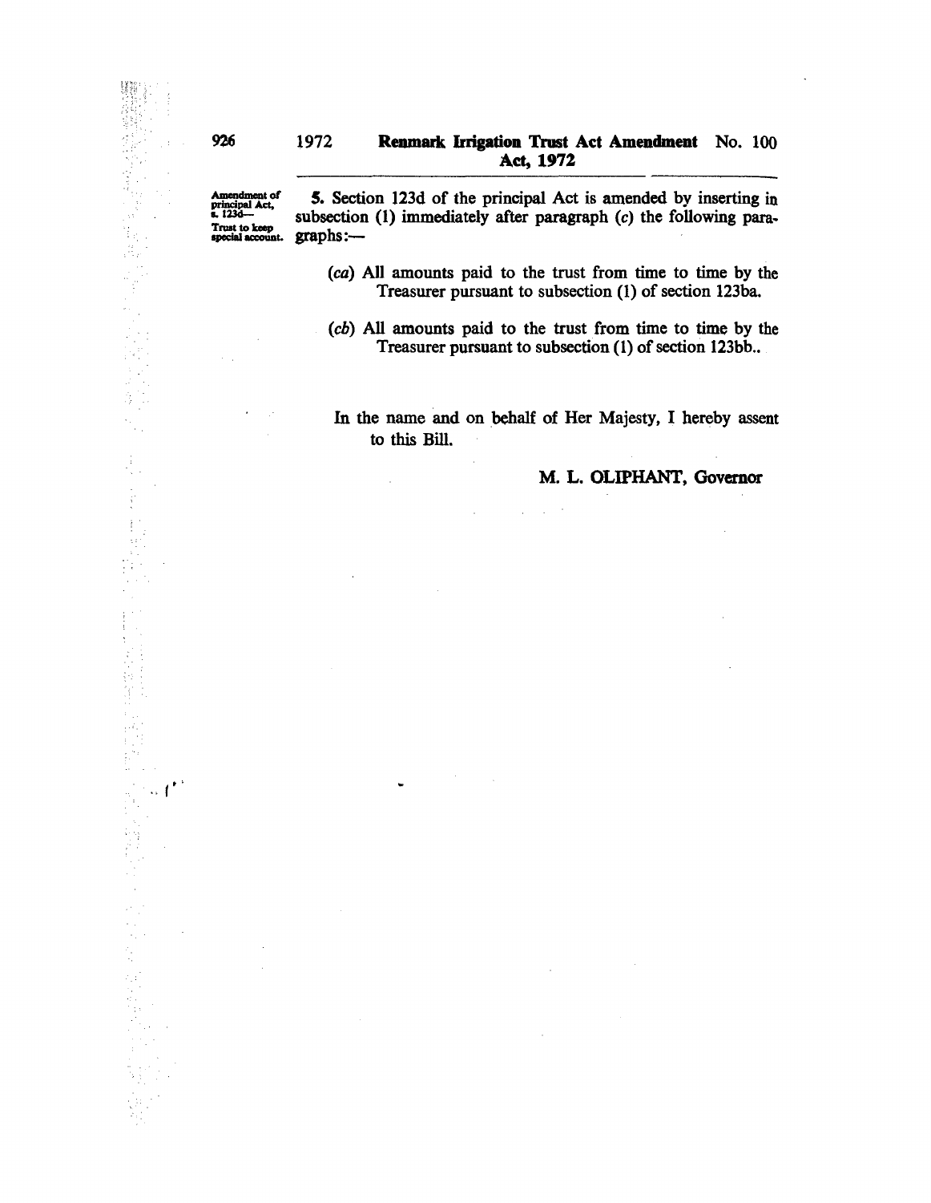Amendment of principal Act, s. 123d—Trust to keep special account.

5. Section 123d of the principal Act is amended by inserting in subsection (1) immediately after paragraph (*c*) the following paragraphs:—

(*ca*) All amounts paid to the trust from time to time by the Treasurer pursuant to subsection (1) of section 123ba.

(*cb*) All amounts paid to the trust from time to time by the Treasurer pursuant to subsection (1) of section 123bb..

In the name and on behalf of Her Majesty, I hereby assent to this Bill.

M. L. OLIPHANT, Governor